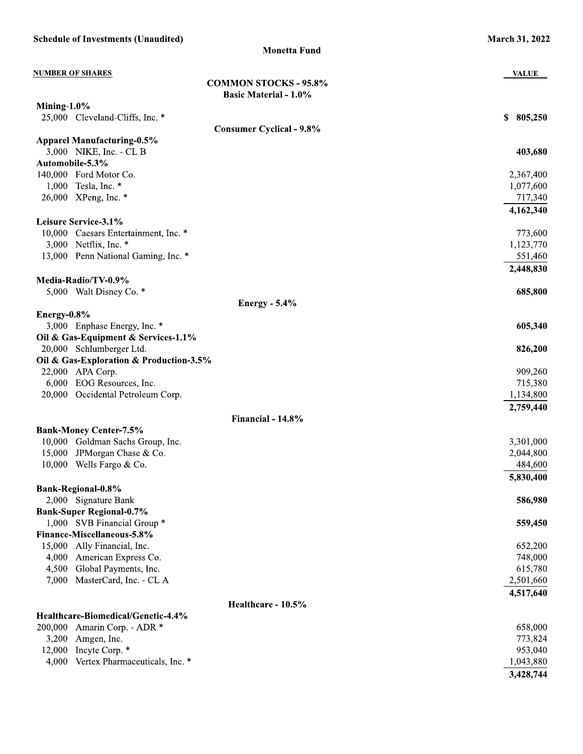**Schedule of Investments (Unaudited)** **March 31, 2022**

## Monetta Fund

| NUMBER OF SHARES | | VALUE |
|---|---|---|
| | **COMMON STOCKS - 95.8%** | |
| | **Basic Material - 1.0%** | |
| **Mining-1.0%** | | |
| 25,000 | Cleveland-Cliffs, Inc. * | **$ 805,250** |
| | **Consumer Cyclical - 9.8%** | |
| **Apparel Manufacturing-0.5%** | | |
| 3,000 | NIKE, Inc. - CL B | **403,680** |
| **Automobile-5.3%** | | |
| 140,000 | Ford Motor Co. | 2,367,400 |
| 1,000 | Tesla, Inc. * | 1,077,600 |
| 26,000 | XPeng, Inc. * | 717,340 |
| | | **4,162,340** |
| **Leisure Service-3.1%** | | |
| 10,000 | Caesars Entertainment, Inc. * | 773,600 |
| 3,000 | Netflix, Inc. * | 1,123,770 |
| 13,000 | Penn National Gaming, Inc. * | 551,460 |
| | | **2,448,830** |
| **Media-Radio/TV-0.9%** | | |
| 5,000 | Walt Disney Co. * | **685,800** |
| | **Energy - 5.4%** | |
| **Energy-0.8%** | | |
| 3,000 | Enphase Energy, Inc. * | **605,340** |
| **Oil & Gas-Equipment & Services-1.1%** | | |
| 20,000 | Schlumberger Ltd. | **826,200** |
| **Oil & Gas-Exploration & Production-3.5%** | | |
| 22,000 | APA Corp. | 909,260 |
| 6,000 | EOG Resources, Inc. | 715,380 |
| 20,000 | Occidental Petroleum Corp. | 1,134,800 |
| | | **2,759,440** |
| | **Financial - 14.8%** | |
| **Bank-Money Center-7.5%** | | |
| 10,000 | Goldman Sachs Group, Inc. | 3,301,000 |
| 15,000 | JPMorgan Chase & Co. | 2,044,800 |
| 10,000 | Wells Fargo & Co. | 484,600 |
| | | **5,830,400** |
| **Bank-Regional-0.8%** | | |
| 2,000 | Signature Bank | **586,980** |
| **Bank-Super Regional-0.7%** | | |
| 1,000 | SVB Financial Group * | **559,450** |
| **Finance-Miscellaneous-5.8%** | | |
| 15,000 | Ally Financial, Inc. | 652,200 |
| 4,000 | American Express Co. | 748,000 |
| 4,500 | Global Payments, Inc. | 615,780 |
| 7,000 | MasterCard, Inc. - CL A | 2,501,660 |
| | | **4,517,640** |
| | **Healthcare - 10.5%** | |
| **Healthcare-Biomedical/Genetic-4.4%** | | |
| 200,000 | Amarin Corp. - ADR * | 658,000 |
| 3,200 | Amgen, Inc. | 773,824 |
| 12,000 | Incyte Corp. * | 953,040 |
| 4,000 | Vertex Pharmaceuticals, Inc. * | 1,043,880 |
| | | **3,428,744** |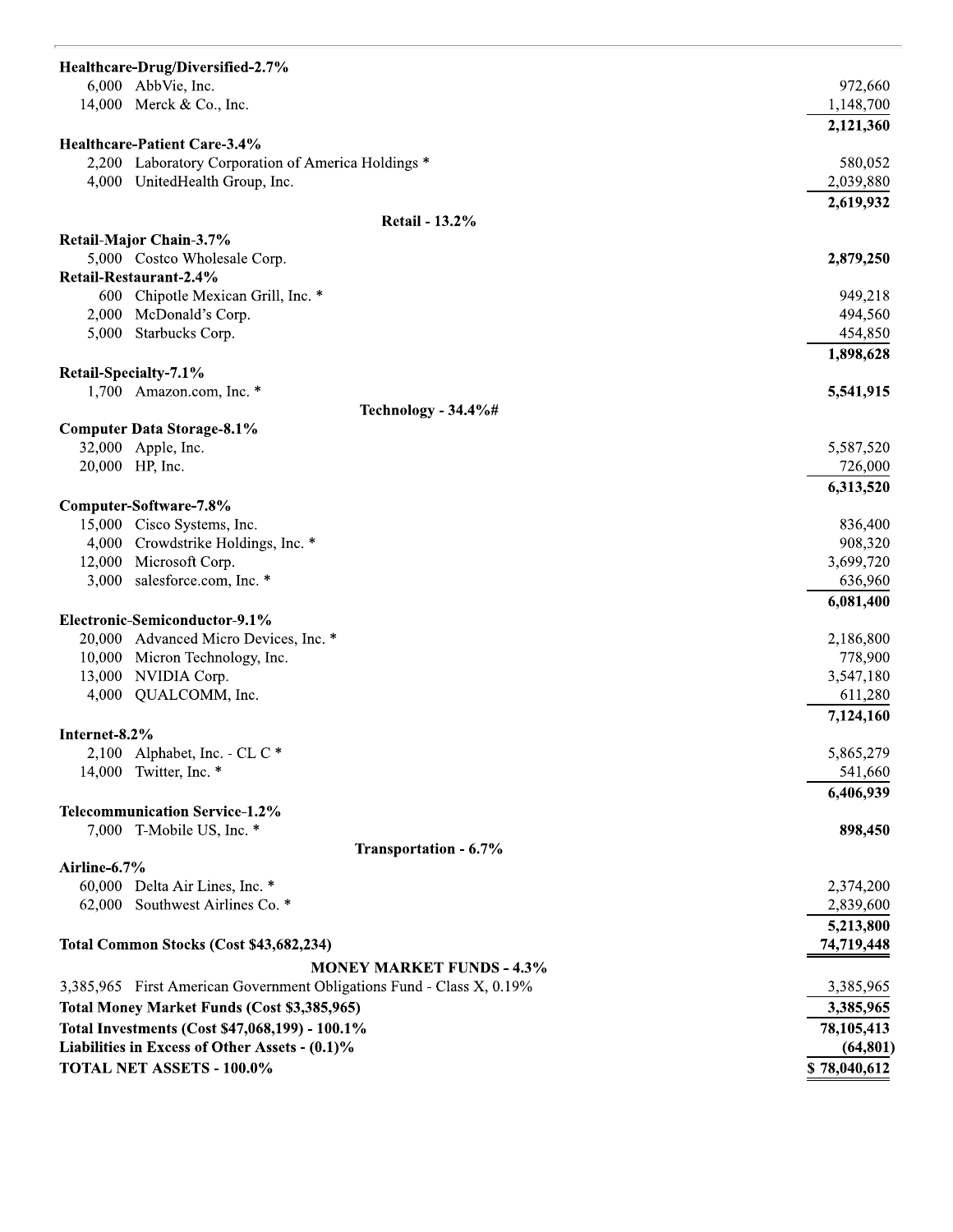| Shares | Security | Value |
|---|---|---|
| **Healthcare-Drug/Diversified-2.7%** | | |
| 6,000 | AbbVie, Inc. | 972,660 |
| 14,000 | Merck & Co., Inc. | 1,148,700 |
| | | **2,121,360** |
| **Healthcare-Patient Care-3.4%** | | |
| 2,200 | Laboratory Corporation of America Holdings * | 580,052 |
| 4,000 | UnitedHealth Group, Inc. | 2,039,880 |
| | | **2,619,932** |
| | **Retail - 13.2%** | |
| **Retail-Major Chain-3.7%** | | |
| 5,000 | Costco Wholesale Corp. | **2,879,250** |
| **Retail-Restaurant-2.4%** | | |
| 600 | Chipotle Mexican Grill, Inc. * | 949,218 |
| 2,000 | McDonald's Corp. | 494,560 |
| 5,000 | Starbucks Corp. | 454,850 |
| | | **1,898,628** |
| **Retail-Specialty-7.1%** | | |
| 1,700 | Amazon.com, Inc. * | **5,541,915** |
| | **Technology - 34.4%#** | |
| **Computer Data Storage-8.1%** | | |
| 32,000 | Apple, Inc. | 5,587,520 |
| 20,000 | HP, Inc. | 726,000 |
| | | **6,313,520** |
| **Computer-Software-7.8%** | | |
| 15,000 | Cisco Systems, Inc. | 836,400 |
| 4,000 | Crowdstrike Holdings, Inc. * | 908,320 |
| 12,000 | Microsoft Corp. | 3,699,720 |
| 3,000 | salesforce.com, Inc. * | 636,960 |
| | | **6,081,400** |
| **Electronic-Semiconductor-9.1%** | | |
| 20,000 | Advanced Micro Devices, Inc. * | 2,186,800 |
| 10,000 | Micron Technology, Inc. | 778,900 |
| 13,000 | NVIDIA Corp. | 3,547,180 |
| 4,000 | QUALCOMM, Inc. | 611,280 |
| | | **7,124,160** |
| **Internet-8.2%** | | |
| 2,100 | Alphabet, Inc. - CL C * | 5,865,279 |
| 14,000 | Twitter, Inc. * | 541,660 |
| | | **6,406,939** |
| **Telecommunication Service-1.2%** | | |
| 7,000 | T-Mobile US, Inc. * | **898,450** |
| | **Transportation - 6.7%** | |
| **Airline-6.7%** | | |
| 60,000 | Delta Air Lines, Inc. * | 2,374,200 |
| 62,000 | Southwest Airlines Co. * | 2,839,600 |
| | | **5,213,800** |
| **Total Common Stocks (Cost $43,682,234)** | | **74,719,448** |
| | **MONEY MARKET FUNDS - 4.3%** | |
| 3,385,965 | First American Government Obligations Fund - Class X, 0.19% | 3,385,965 |
| **Total Money Market Funds (Cost $3,385,965)** | | **3,385,965** |
| **Total Investments (Cost $47,068,199) - 100.1%** | | **78,105,413** |
| **Liabilities in Excess of Other Assets - (0.1)%** | | **(64,801)** |
| **TOTAL NET ASSETS - 100.0%** | | **$ 78,040,612** |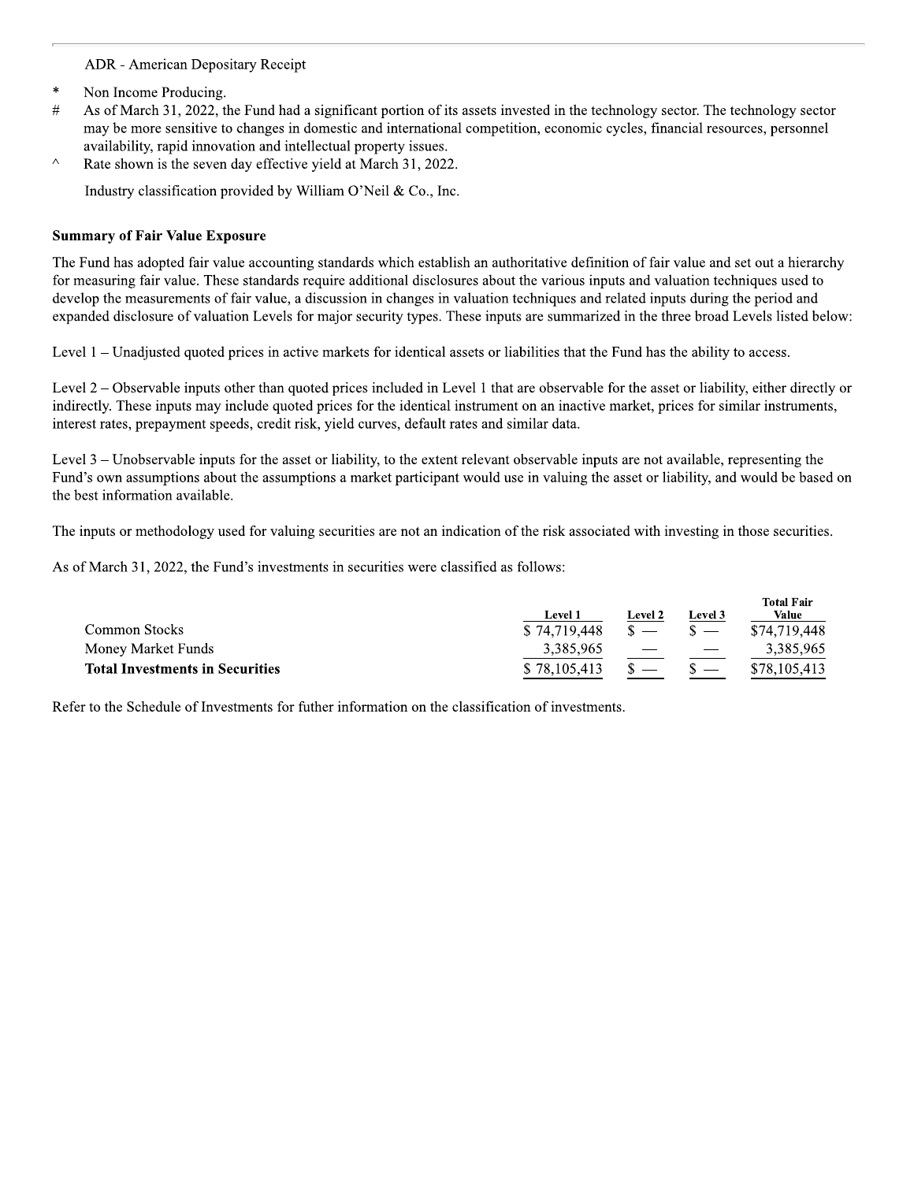ADR - American Depositary Receipt

- \* Non Income Producing.
- \# As of March 31, 2022, the Fund had a significant portion of its assets invested in the technology sector. The technology sector may be more sensitive to changes in domestic and international competition, economic cycles, financial resources, personnel availability, rapid innovation and intellectual property issues.
- ^ Rate shown is the seven day effective yield at March 31, 2022.

Industry classification provided by William O'Neil & Co., Inc.

**Summary of Fair Value Exposure**

The Fund has adopted fair value accounting standards which establish an authoritative definition of fair value and set out a hierarchy for measuring fair value. These standards require additional disclosures about the various inputs and valuation techniques used to develop the measurements of fair value, a discussion in changes in valuation techniques and related inputs during the period and expanded disclosure of valuation Levels for major security types. These inputs are summarized in the three broad Levels listed below:

Level 1 – Unadjusted quoted prices in active markets for identical assets or liabilities that the Fund has the ability to access.

Level 2 – Observable inputs other than quoted prices included in Level 1 that are observable for the asset or liability, either directly or indirectly. These inputs may include quoted prices for the identical instrument on an inactive market, prices for similar instruments, interest rates, prepayment speeds, credit risk, yield curves, default rates and similar data.

Level 3 – Unobservable inputs for the asset or liability, to the extent relevant observable inputs are not available, representing the Fund's own assumptions about the assumptions a market participant would use in valuing the asset or liability, and would be based on the best information available.

The inputs or methodology used for valuing securities are not an indication of the risk associated with investing in those securities.

As of March 31, 2022, the Fund's investments in securities were classified as follows:

| | Level 1 | Level 2 | Level 3 | Total Fair Value |
|---|---|---|---|---|
| Common Stocks | $ 74,719,448 | $ — | $ — | $74,719,448 |
| Money Market Funds | 3,385,965 | — | — | 3,385,965 |
| **Total Investments in Securities** | $ 78,105,413 | $ — | $ — | $78,105,413 |

Refer to the Schedule of Investments for futher information on the classification of investments.